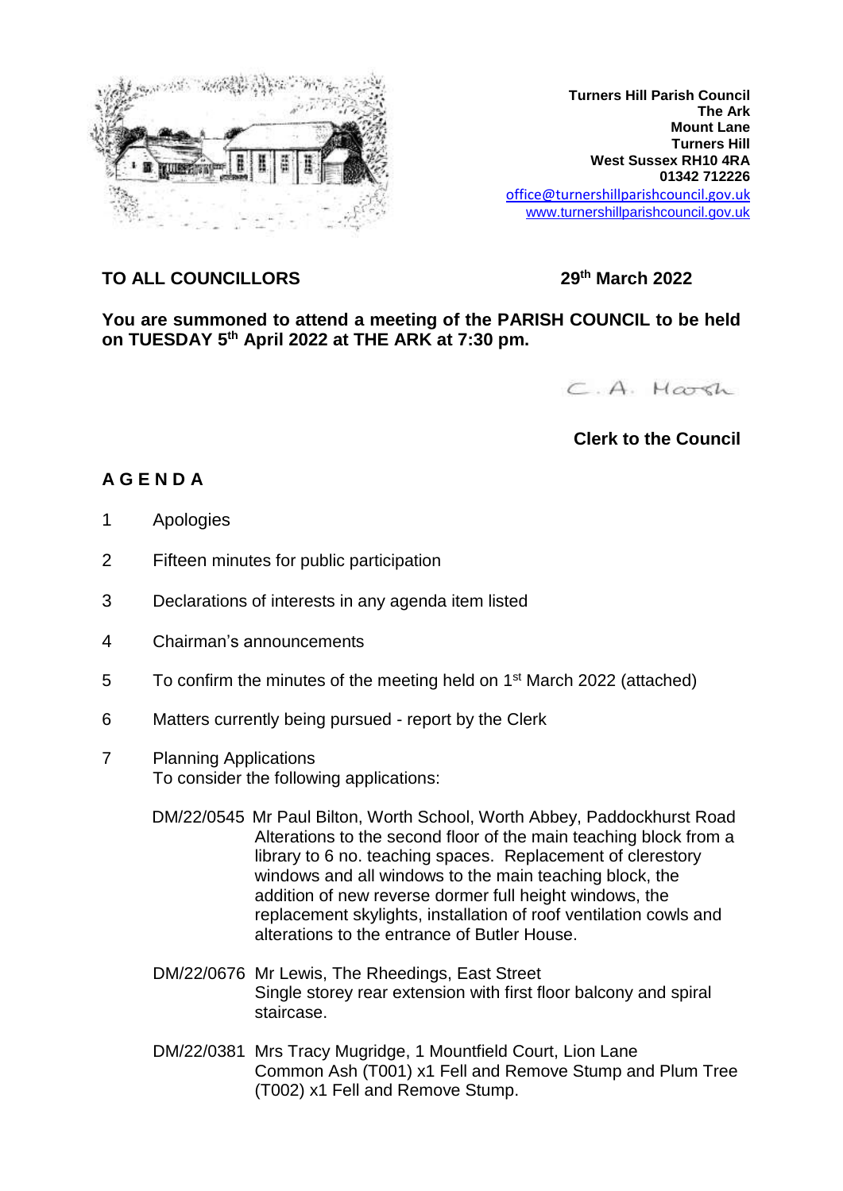**Turners Hill Parish Council**
**The Ark**
**Mount Lane**
**Turners Hill**
**West Sussex RH10 4RA**
**01342 712226**
office@turnershillparishcouncil.gov.uk
www.turnershillparishcouncil.gov.uk

**TO ALL COUNCILLORS** **29th March 2022**

**You are summoned to attend a meeting of the PARISH COUNCIL to be held on TUESDAY 5th April 2022 at THE ARK at 7:30 pm.**

C. A. Hoath

**Clerk to the Council**

## A G E N D A

1 Apologies

2 Fifteen minutes for public participation

3 Declarations of interests in any agenda item listed

4 Chairman's announcements

5 To confirm the minutes of the meeting held on 1st March 2022 (attached)

6 Matters currently being pursued - report by the Clerk

7 Planning Applications
To consider the following applications:

DM/22/0545 Mr Paul Bilton, Worth School, Worth Abbey, Paddockhurst Road
Alterations to the second floor of the main teaching block from a library to 6 no. teaching spaces. Replacement of clerestory windows and all windows to the main teaching block, the addition of new reverse dormer full height windows, the replacement skylights, installation of roof ventilation cowls and alterations to the entrance of Butler House.

DM/22/0676 Mr Lewis, The Rheedings, East Street
Single storey rear extension with first floor balcony and spiral staircase.

DM/22/0381 Mrs Tracy Mugridge, 1 Mountfield Court, Lion Lane
Common Ash (T001) x1 Fell and Remove Stump and Plum Tree (T002) x1 Fell and Remove Stump.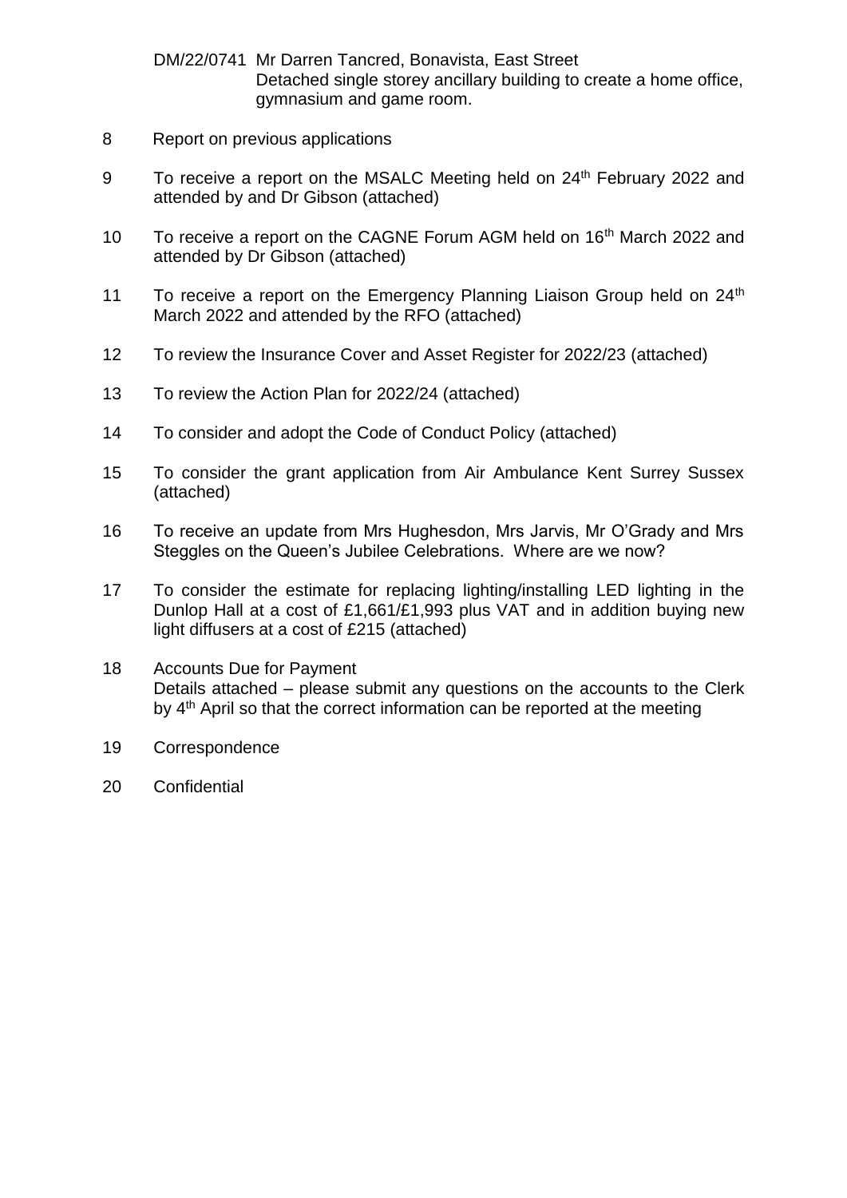DM/22/0741 Mr Darren Tancred, Bonavista, East Street
Detached single storey ancillary building to create a home office, gymnasium and game room.

8 Report on previous applications

9 To receive a report on the MSALC Meeting held on 24th February 2022 and attended by and Dr Gibson (attached)

10 To receive a report on the CAGNE Forum AGM held on 16th March 2022 and attended by Dr Gibson (attached)

11 To receive a report on the Emergency Planning Liaison Group held on 24th March 2022 and attended by the RFO (attached)

12 To review the Insurance Cover and Asset Register for 2022/23 (attached)

13 To review the Action Plan for 2022/24 (attached)

14 To consider and adopt the Code of Conduct Policy (attached)

15 To consider the grant application from Air Ambulance Kent Surrey Sussex (attached)

16 To receive an update from Mrs Hughesdon, Mrs Jarvis, Mr O'Grady and Mrs Steggles on the Queen's Jubilee Celebrations. Where are we now?

17 To consider the estimate for replacing lighting/installing LED lighting in the Dunlop Hall at a cost of £1,661/£1,993 plus VAT and in addition buying new light diffusers at a cost of £215 (attached)

18 Accounts Due for Payment
Details attached – please submit any questions on the accounts to the Clerk by 4th April so that the correct information can be reported at the meeting

19 Correspondence

20 Confidential